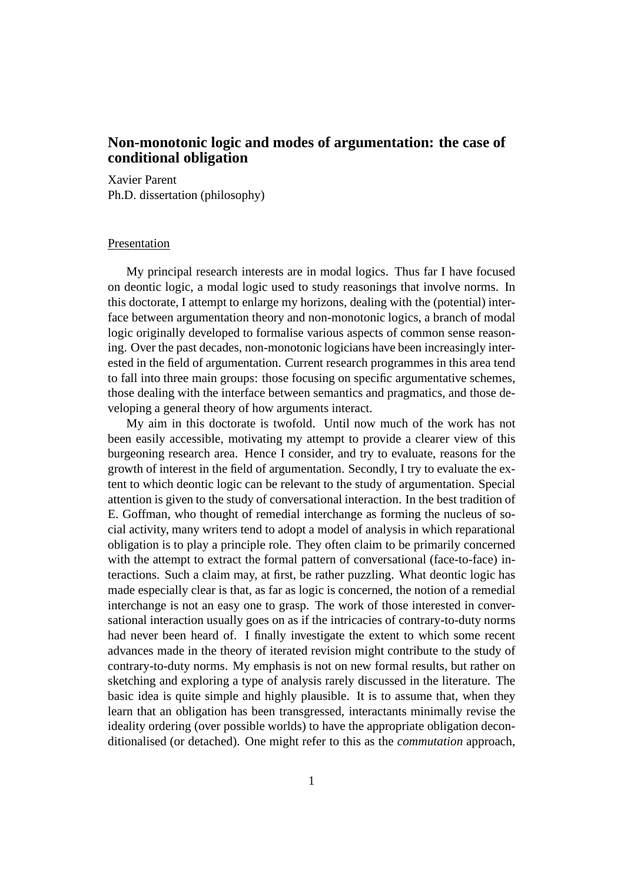# Non-monotonic logic and modes of argumentation: the case of conditional obligation

Xavier Parent
Ph.D. dissertation (philosophy)

## Presentation

My principal research interests are in modal logics. Thus far I have focused on deontic logic, a modal logic used to study reasonings that involve norms. In this doctorate, I attempt to enlarge my horizons, dealing with the (potential) interface between argumentation theory and non-monotonic logics, a branch of modal logic originally developed to formalise various aspects of common sense reasoning. Over the past decades, non-monotonic logicians have been increasingly interested in the field of argumentation. Current research programmes in this area tend to fall into three main groups: those focusing on specific argumentative schemes, those dealing with the interface between semantics and pragmatics, and those developing a general theory of how arguments interact.

My aim in this doctorate is twofold. Until now much of the work has not been easily accessible, motivating my attempt to provide a clearer view of this burgeoning research area. Hence I consider, and try to evaluate, reasons for the growth of interest in the field of argumentation. Secondly, I try to evaluate the extent to which deontic logic can be relevant to the study of argumentation. Special attention is given to the study of conversational interaction. In the best tradition of E. Goffman, who thought of remedial interchange as forming the nucleus of social activity, many writers tend to adopt a model of analysis in which reparational obligation is to play a principle role. They often claim to be primarily concerned with the attempt to extract the formal pattern of conversational (face-to-face) interactions. Such a claim may, at first, be rather puzzling. What deontic logic has made especially clear is that, as far as logic is concerned, the notion of a remedial interchange is not an easy one to grasp. The work of those interested in conversational interaction usually goes on as if the intricacies of contrary-to-duty norms had never been heard of. I finally investigate the extent to which some recent advances made in the theory of iterated revision might contribute to the study of contrary-to-duty norms. My emphasis is not on new formal results, but rather on sketching and exploring a type of analysis rarely discussed in the literature. The basic idea is quite simple and highly plausible. It is to assume that, when they learn that an obligation has been transgressed, interactants minimally revise the ideality ordering (over possible worlds) to have the appropriate obligation deconditionalised (or detached). One might refer to this as the *commutation* approach,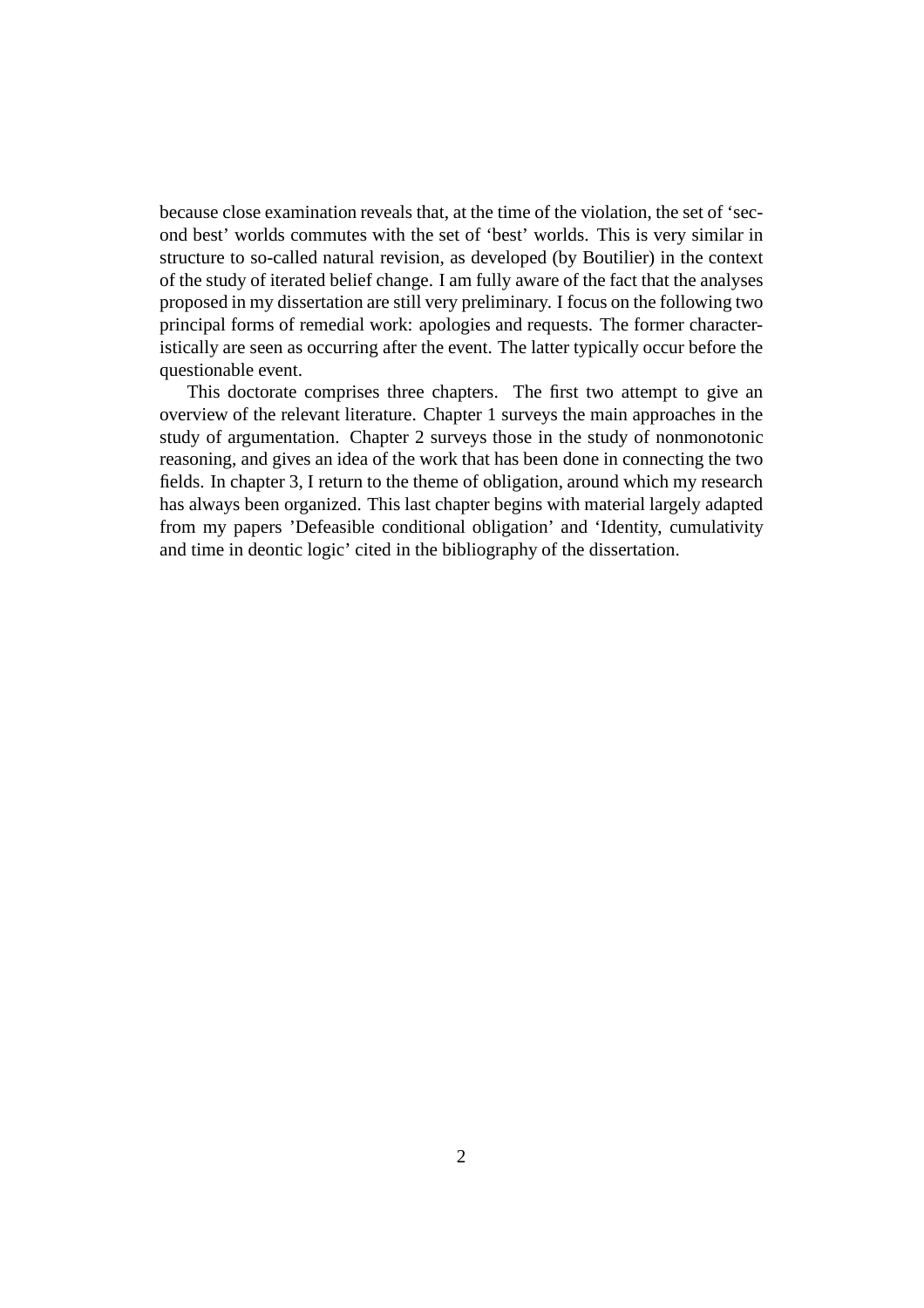because close examination reveals that, at the time of the violation, the set of 'second best' worlds commutes with the set of 'best' worlds. This is very similar in structure to so-called natural revision, as developed (by Boutilier) in the context of the study of iterated belief change. I am fully aware of the fact that the analyses proposed in my dissertation are still very preliminary. I focus on the following two principal forms of remedial work: apologies and requests. The former characteristically are seen as occurring after the event. The latter typically occur before the questionable event.

This doctorate comprises three chapters. The first two attempt to give an overview of the relevant literature. Chapter 1 surveys the main approaches in the study of argumentation. Chapter 2 surveys those in the study of nonmonotonic reasoning, and gives an idea of the work that has been done in connecting the two fields. In chapter 3, I return to the theme of obligation, around which my research has always been organized. This last chapter begins with material largely adapted from my papers 'Defeasible conditional obligation' and 'Identity, cumulativity and time in deontic logic' cited in the bibliography of the dissertation.